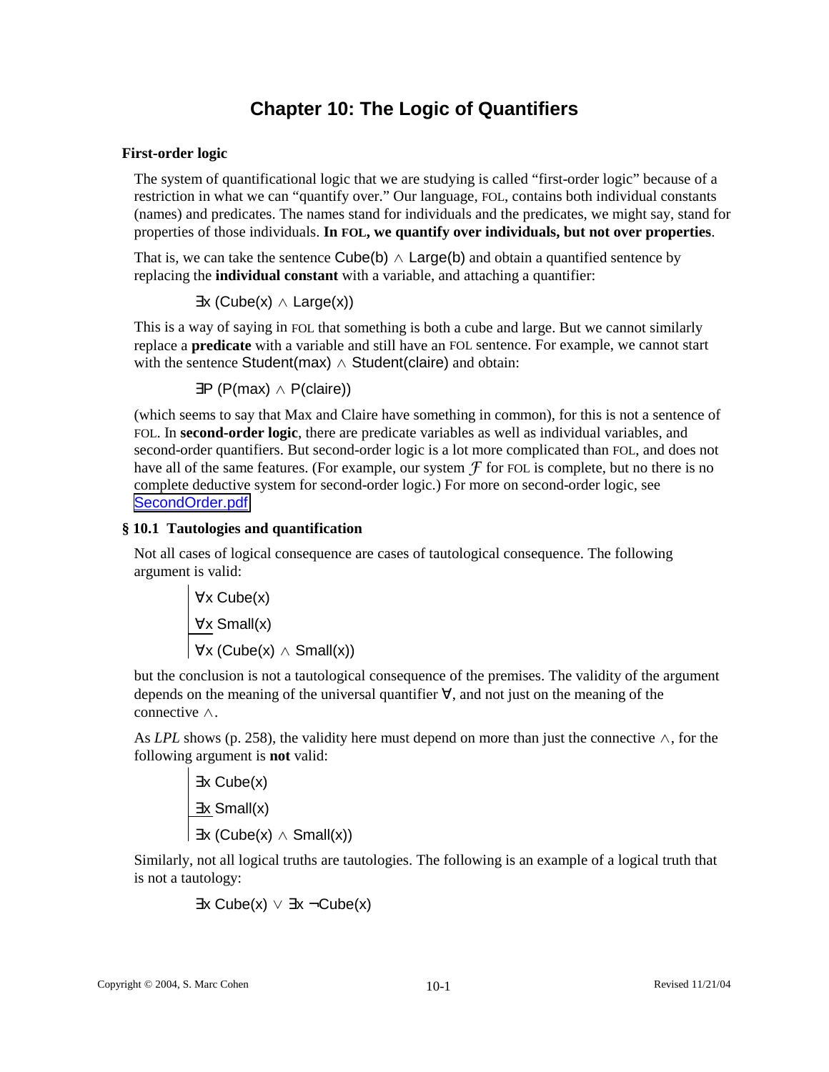# Chapter 10: The Logic of Quantifiers

### First-order logic

The system of quantificational logic that we are studying is called "first-order logic" because of a restriction in what we can "quantify over." Our language, FOL, contains both individual constants (names) and predicates. The names stand for individuals and the predicates, we might say, stand for properties of those individuals. **In FOL, we quantify over individuals, but not over properties**.

That is, we can take the sentence Cube(b) ∧ Large(b) and obtain a quantified sentence by replacing the **individual constant** with a variable, and attaching a quantifier:

∃x (Cube(x) ∧ Large(x))

This is a way of saying in FOL that something is both a cube and large. But we cannot similarly replace a **predicate** with a variable and still have an FOL sentence. For example, we cannot start with the sentence Student(max) ∧ Student(claire) and obtain:

∃P (P(max) ∧ P(claire))

(which seems to say that Max and Claire have something in common), for this is not a sentence of FOL. In **second-order logic**, there are predicate variables as well as individual variables, and second-order quantifiers. But second-order logic is a lot more complicated than FOL, and does not have all of the same features. (For example, our system $\mathcal{F}$ for FOL is complete, but no there is no complete deductive system for second-order logic.) For more on second-order logic, see SecondOrder.pdf

### § 10.1 Tautologies and quantification

Not all cases of logical consequence are cases of tautological consequence. The following argument is valid:

∀x Cube(x)
∀x Small(x)
———
∀x (Cube(x) ∧ Small(x))

but the conclusion is not a tautological consequence of the premises. The validity of the argument depends on the meaning of the universal quantifier ∀, and not just on the meaning of the connective ∧.

As *LPL* shows (p. 258), the validity here must depend on more than just the connective ∧, for the following argument is **not** valid:

∃x Cube(x)
∃x Small(x)
———
∃x (Cube(x) ∧ Small(x))

Similarly, not all logical truths are tautologies. The following is an example of a logical truth that is not a tautology:

∃x Cube(x) ∨ ∃x ¬Cube(x)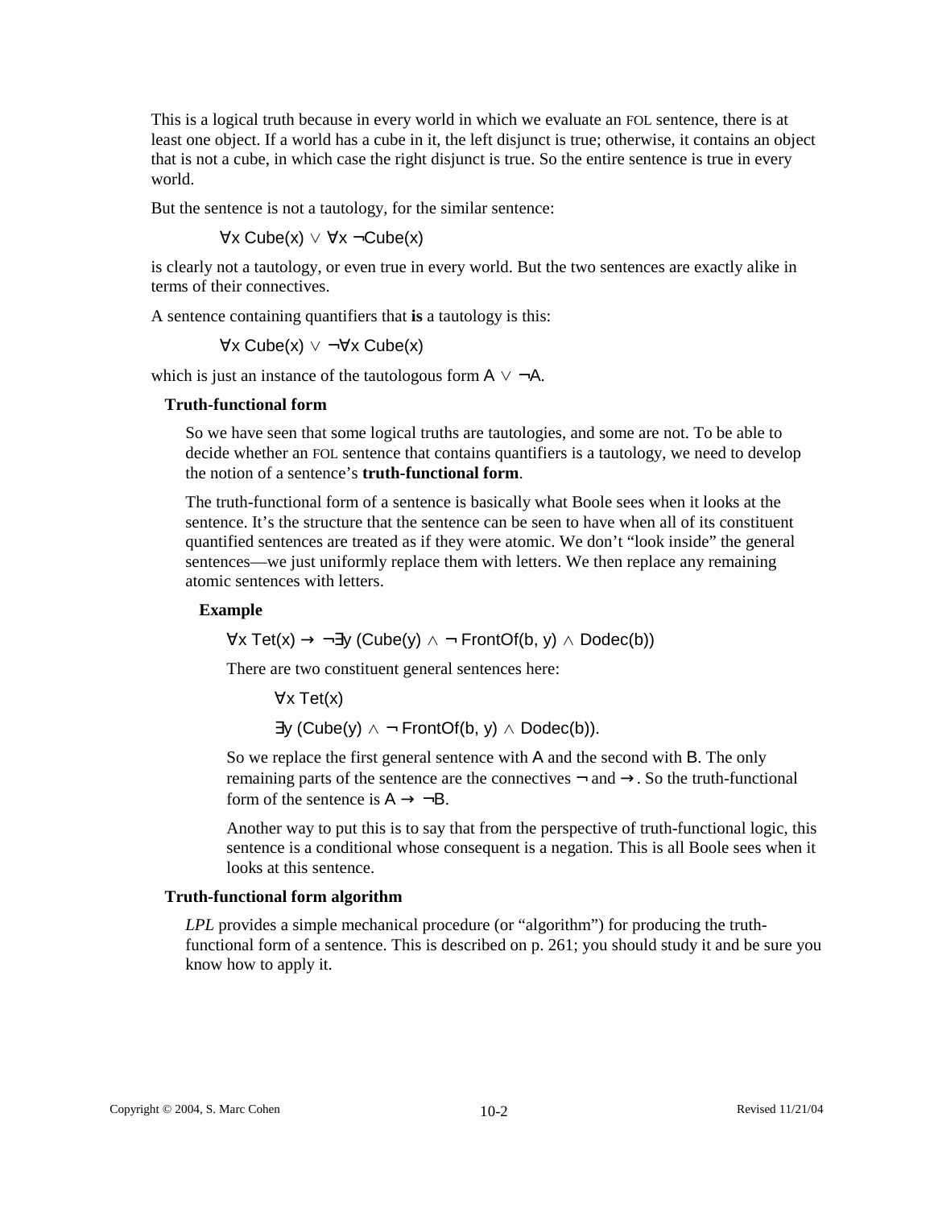This is a logical truth because in every world in which we evaluate an FOL sentence, there is at least one object. If a world has a cube in it, the left disjunct is true; otherwise, it contains an object that is not a cube, in which case the right disjunct is true. So the entire sentence is true in every world.

But the sentence is not a tautology, for the similar sentence:

$\forall x\ \text{Cube}(x) \lor \forall x\ \neg\text{Cube}(x)$

is clearly not a tautology, or even true in every world. But the two sentences are exactly alike in terms of their connectives.

A sentence containing quantifiers that **is** a tautology is this:

$\forall x\ \text{Cube}(x) \lor \neg\forall x\ \text{Cube}(x)$

which is just an instance of the tautologous form $A \lor \neg A$.

### Truth-functional form

So we have seen that some logical truths are tautologies, and some are not. To be able to decide whether an FOL sentence that contains quantifiers is a tautology, we need to develop the notion of a sentence's **truth-functional form**.

The truth-functional form of a sentence is basically what Boole sees when it looks at the sentence. It's the structure that the sentence can be seen to have when all of its constituent quantified sentences are treated as if they were atomic. We don't "look inside" the general sentences—we just uniformly replace them with letters. We then replace any remaining atomic sentences with letters.

#### Example

$\forall x\ \text{Tet}(x) \to \neg\exists y\ (\text{Cube}(y) \land \neg\ \text{FrontOf}(b, y) \land \text{Dodec}(b))$

There are two constituent general sentences here:

$\forall x\ \text{Tet}(x)$

$\exists y\ (\text{Cube}(y) \land \neg\ \text{FrontOf}(b, y) \land \text{Dodec}(b))$.

So we replace the first general sentence with $A$ and the second with $B$. The only remaining parts of the sentence are the connectives $\neg$ and $\to$. So the truth-functional form of the sentence is $A \to \neg B$.

Another way to put this is to say that from the perspective of truth-functional logic, this sentence is a conditional whose consequent is a negation. This is all Boole sees when it looks at this sentence.

### Truth-functional form algorithm

*LPL* provides a simple mechanical procedure (or "algorithm") for producing the truth-functional form of a sentence. This is described on p. 261; you should study it and be sure you know how to apply it.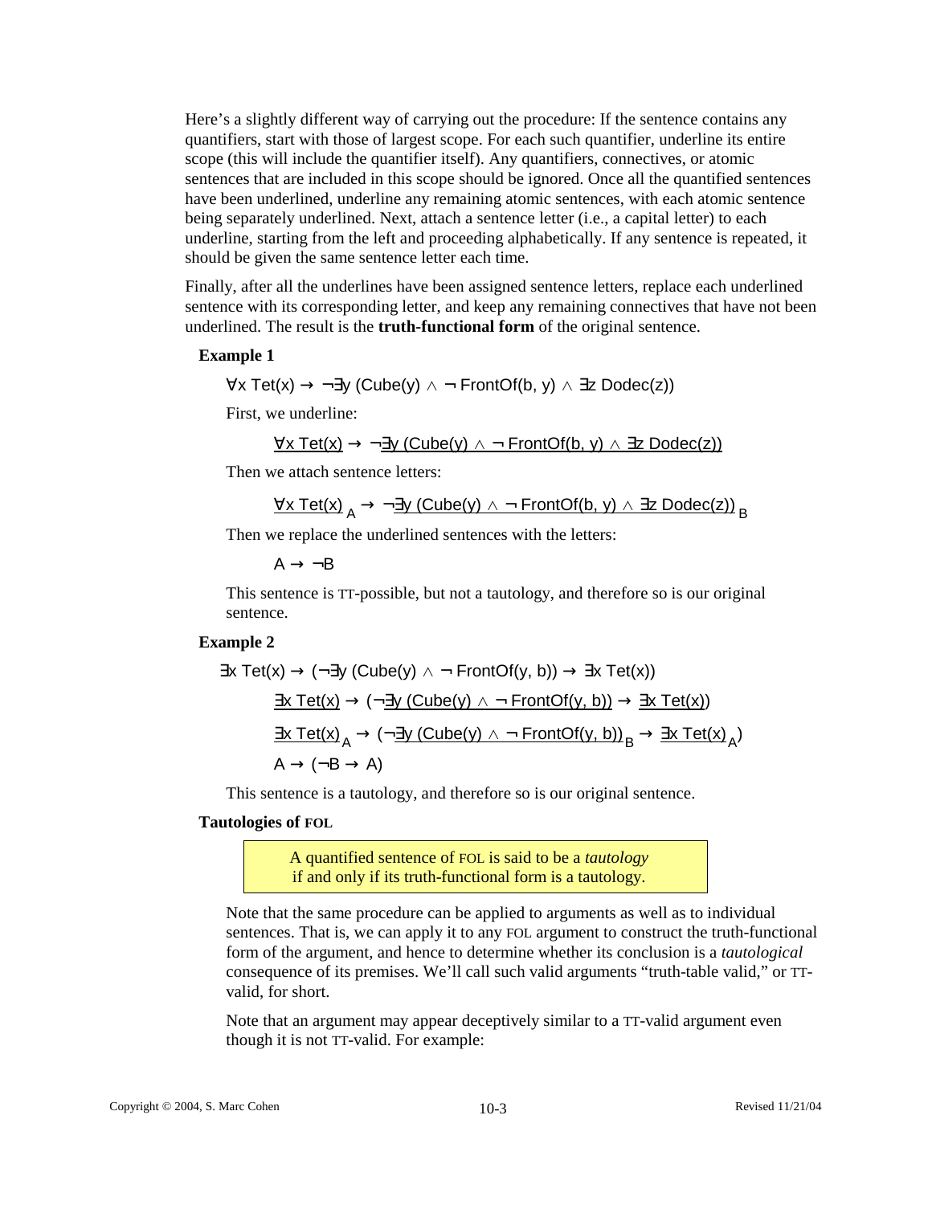Here's a slightly different way of carrying out the procedure: If the sentence contains any quantifiers, start with those of largest scope. For each such quantifier, underline its entire scope (this will include the quantifier itself). Any quantifiers, connectives, or atomic sentences that are included in this scope should be ignored. Once all the quantified sentences have been underlined, underline any remaining atomic sentences, with each atomic sentence being separately underlined. Next, attach a sentence letter (i.e., a capital letter) to each underline, starting from the left and proceeding alphabetically. If any sentence is repeated, it should be given the same sentence letter each time.

Finally, after all the underlines have been assigned sentence letters, replace each underlined sentence with its corresponding letter, and keep any remaining connectives that have not been underlined. The result is the **truth-functional form** of the original sentence.

**Example 1**

$\forall x\ \text{Tet}(x) \rightarrow \neg\exists y\ (\text{Cube}(y) \wedge \neg\ \text{FrontOf}(b, y) \wedge \exists z\ \text{Dodec}(z))$

First, we underline:

$\underline{\forall x\ \text{Tet}(x)} \rightarrow \neg\underline{\exists y\ (\text{Cube}(y) \wedge \neg\ \text{FrontOf}(b, y) \wedge \exists z\ \text{Dodec}(z))}$

Then we attach sentence letters:

$\underline{\forall x\ \text{Tet}(x)}_A \rightarrow \neg\underline{\exists y\ (\text{Cube}(y) \wedge \neg\ \text{FrontOf}(b, y) \wedge \exists z\ \text{Dodec}(z))}_B$

Then we replace the underlined sentences with the letters:

$A \rightarrow \neg B$

This sentence is TT-possible, but not a tautology, and therefore so is our original sentence.

**Example 2**

$\exists x\ \text{Tet}(x) \rightarrow (\neg\exists y\ (\text{Cube}(y) \wedge \neg\ \text{FrontOf}(y, b)) \rightarrow \exists x\ \text{Tet}(x))$

$\underline{\exists x\ \text{Tet}(x)} \rightarrow (\neg\underline{\exists y\ (\text{Cube}(y) \wedge \neg\ \text{FrontOf}(y, b))} \rightarrow \underline{\exists x\ \text{Tet}(x)})$

$\underline{\exists x\ \text{Tet}(x)}_A \rightarrow (\neg\underline{\exists y\ (\text{Cube}(y) \wedge \neg\ \text{FrontOf}(y, b))}_B \rightarrow \underline{\exists x\ \text{Tet}(x)}_A)$

$A \rightarrow (\neg B \rightarrow A)$

This sentence is a tautology, and therefore so is our original sentence.

**Tautologies of FOL**

> A quantified sentence of FOL is said to be a *tautology* if and only if its truth-functional form is a tautology.

Note that the same procedure can be applied to arguments as well as to individual sentences. That is, we can apply it to any FOL argument to construct the truth-functional form of the argument, and hence to determine whether its conclusion is a *tautological* consequence of its premises. We'll call such valid arguments "truth-table valid," or TT-valid, for short.

Note that an argument may appear deceptively similar to a TT-valid argument even though it is not TT-valid. For example: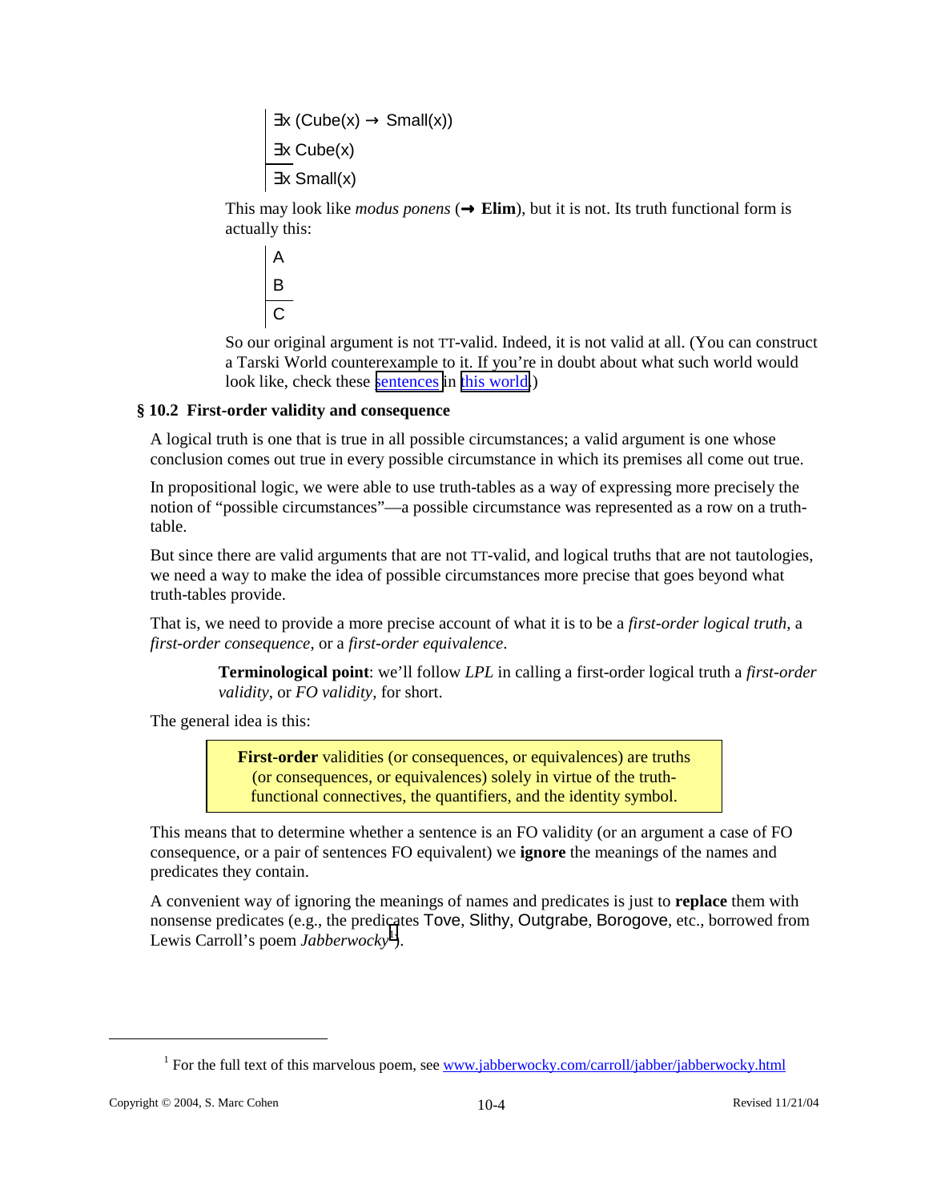$$
\begin{array}{|l}
\exists x\,(\text{Cube}(x) \rightarrow \text{Small}(x)) \\
\exists x\,\text{Cube}(x) \\
\hline
\exists x\,\text{Small}(x)
\end{array}
$$

This may look like *modus ponens* (**→ Elim**), but it is not. Its truth functional form is actually this:

$$
\begin{array}{|l}
A \\
B \\
\hline
C
\end{array}
$$

So our original argument is not TT-valid. Indeed, it is not valid at all. (You can construct a Tarski World counterexample to it. If you're in doubt about what such world would look like, check these sentences in this world.)

## § 10.2 First-order validity and consequence

A logical truth is one that is true in all possible circumstances; a valid argument is one whose conclusion comes out true in every possible circumstance in which its premises all come out true.

In propositional logic, we were able to use truth-tables as a way of expressing more precisely the notion of "possible circumstances"—a possible circumstance was represented as a row on a truth-table.

But since there are valid arguments that are not TT-valid, and logical truths that are not tautologies, we need a way to make the idea of possible circumstances more precise that goes beyond what truth-tables provide.

That is, we need to provide a more precise account of what it is to be a *first-order logical truth*, a *first-order consequence*, or a *first-order equivalence*.

> **Terminological point**: we'll follow *LPL* in calling a first-order logical truth a *first-order validity*, or *FO validity*, for short.

The general idea is this:

> **First-order** validities (or consequences, or equivalences) are truths (or consequences, or equivalences) solely in virtue of the truth-functional connectives, the quantifiers, and the identity symbol.

This means that to determine whether a sentence is an FO validity (or an argument a case of FO consequence, or a pair of sentences FO equivalent) we **ignore** the meanings of the names and predicates they contain.

A convenient way of ignoring the meanings of names and predicates is just to **replace** them with nonsense predicates (e.g., the predicates Tove, Slithy, Outgrabe, Borogove, etc., borrowed from Lewis Carroll's poem *Jabberwocky*[1]).

---

[1] For the full text of this marvelous poem, see www.jabberwocky.com/carroll/jabber/jabberwocky.html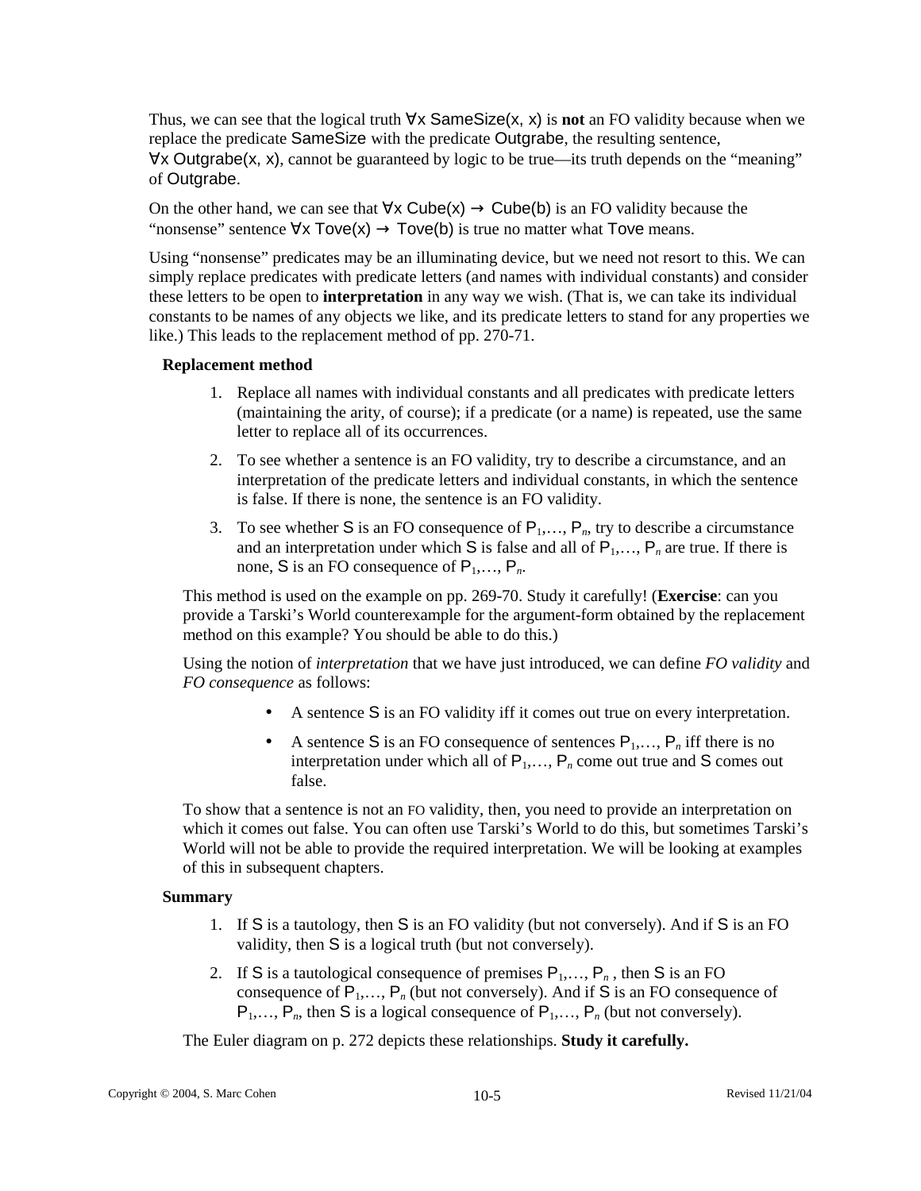Thus, we can see that the logical truth ∀x SameSize(x, x) is **not** an FO validity because when we replace the predicate SameSize with the predicate Outgrabe, the resulting sentence, ∀x Outgrabe(x, x), cannot be guaranteed by logic to be true—its truth depends on the "meaning" of Outgrabe.

On the other hand, we can see that ∀x Cube(x) → Cube(b) is an FO validity because the "nonsense" sentence ∀x Tove(x) → Tove(b) is true no matter what Tove means.

Using "nonsense" predicates may be an illuminating device, but we need not resort to this. We can simply replace predicates with predicate letters (and names with individual constants) and consider these letters to be open to **interpretation** in any way we wish. (That is, we can take its individual constants to be names of any objects we like, and its predicate letters to stand for any properties we like.) This leads to the replacement method of pp. 270-71.

**Replacement method**

1. Replace all names with individual constants and all predicates with predicate letters (maintaining the arity, of course); if a predicate (or a name) is repeated, use the same letter to replace all of its occurrences.
2. To see whether a sentence is an FO validity, try to describe a circumstance, and an interpretation of the predicate letters and individual constants, in which the sentence is false. If there is none, the sentence is an FO validity.
3. To see whether S is an FO consequence of $P_1, \ldots, P_n$, try to describe a circumstance and an interpretation under which S is false and all of $P_1, \ldots, P_n$ are true. If there is none, S is an FO consequence of $P_1, \ldots, P_n$.

This method is used on the example on pp. 269-70. Study it carefully! (**Exercise**: can you provide a Tarski's World counterexample for the argument-form obtained by the replacement method on this example? You should be able to do this.)

Using the notion of *interpretation* that we have just introduced, we can define *FO validity* and *FO consequence* as follows:

- A sentence S is an FO validity iff it comes out true on every interpretation.
- A sentence S is an FO consequence of sentences $P_1, \ldots, P_n$ iff there is no interpretation under which all of $P_1, \ldots, P_n$ come out true and S comes out false.

To show that a sentence is not an FO validity, then, you need to provide an interpretation on which it comes out false. You can often use Tarski's World to do this, but sometimes Tarski's World will not be able to provide the required interpretation. We will be looking at examples of this in subsequent chapters.

**Summary**

1. If S is a tautology, then S is an FO validity (but not conversely). And if S is an FO validity, then S is a logical truth (but not conversely).
2. If S is a tautological consequence of premises $P_1, \ldots, P_n$, then S is an FO consequence of $P_1, \ldots, P_n$ (but not conversely). And if S is an FO consequence of $P_1, \ldots, P_n$, then S is a logical consequence of $P_1, \ldots, P_n$ (but not conversely).

The Euler diagram on p. 272 depicts these relationships. **Study it carefully.**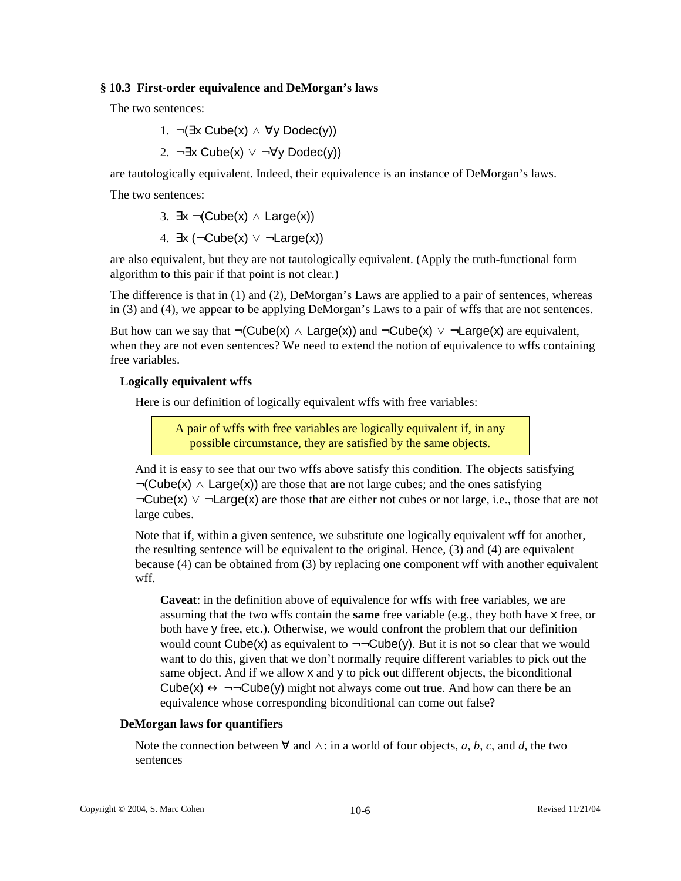### § 10.3 First-order equivalence and DeMorgan's laws

The two sentences:

1. $\neg(\exists x\, Cube(x) \land \forall y\, Dodec(y))$
2. $\neg\exists x\, Cube(x) \lor \neg\forall y\, Dodec(y))$

are tautologically equivalent. Indeed, their equivalence is an instance of DeMorgan's laws.

The two sentences:

3. $\exists x\, \neg(Cube(x) \land Large(x))$
4. $\exists x\, (\neg Cube(x) \lor \neg Large(x))$

are also equivalent, but they are not tautologically equivalent. (Apply the truth-functional form algorithm to this pair if that point is not clear.)

The difference is that in (1) and (2), DeMorgan's Laws are applied to a pair of sentences, whereas in (3) and (4), we appear to be applying DeMorgan's Laws to a pair of wffs that are not sentences.

But how can we say that $\neg(Cube(x) \land Large(x))$ and $\neg Cube(x) \lor \neg Large(x)$ are equivalent, when they are not even sentences? We need to extend the notion of equivalence to wffs containing free variables.

#### Logically equivalent wffs

Here is our definition of logically equivalent wffs with free variables:

> A pair of wffs with free variables are logically equivalent if, in any possible circumstance, they are satisfied by the same objects.

And it is easy to see that our two wffs above satisfy this condition. The objects satisfying $\neg(Cube(x) \land Large(x))$ are those that are not large cubes; and the ones satisfying $\neg Cube(x) \lor \neg Large(x)$ are those that are either not cubes or not large, i.e., those that are not large cubes.

Note that if, within a given sentence, we substitute one logically equivalent wff for another, the resulting sentence will be equivalent to the original. Hence, (3) and (4) are equivalent because (4) can be obtained from (3) by replacing one component wff with another equivalent wff.

> **Caveat**: in the definition above of equivalence for wffs with free variables, we are assuming that the two wffs contain the **same** free variable (e.g., they both have x free, or both have y free, etc.). Otherwise, we would confront the problem that our definition would count $Cube(x)$ as equivalent to $\neg\neg Cube(y)$. But it is not so clear that we would want to do this, given that we don't normally require different variables to pick out the same object. And if we allow x and y to pick out different objects, the biconditional $Cube(x) \leftrightarrow \neg\neg Cube(y)$ might not always come out true. And how can there be an equivalence whose corresponding biconditional can come out false?

#### DeMorgan laws for quantifiers

Note the connection between $\forall$ and $\land$: in a world of four objects, *a*, *b*, *c*, and *d*, the two sentences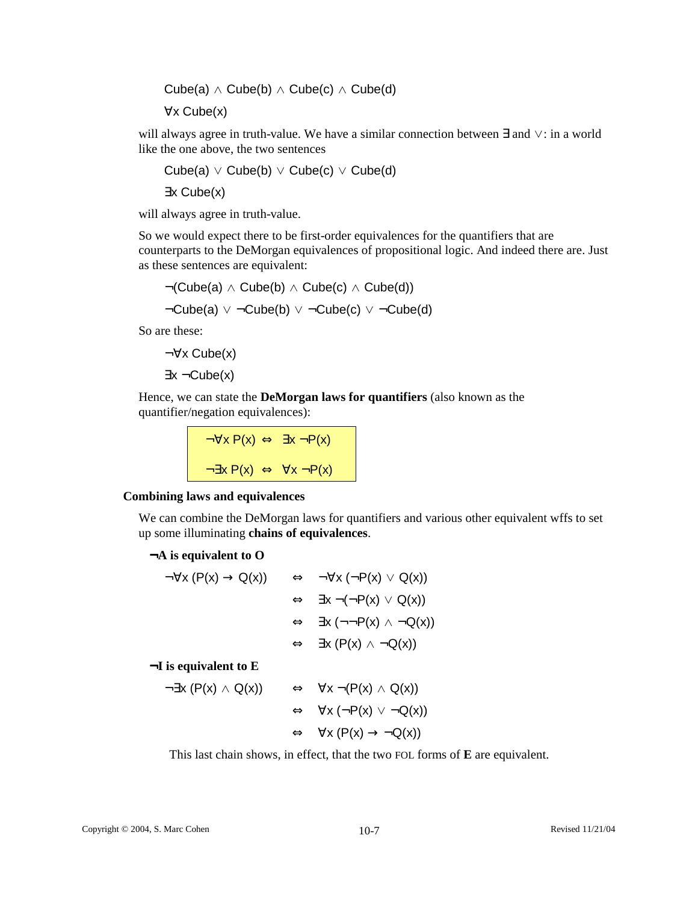$$\text{Cube}(a) \land \text{Cube}(b) \land \text{Cube}(c) \land \text{Cube}(d)$$

$$\forall x\ \text{Cube}(x)$$

will always agree in truth-value. We have a similar connection between $\exists$ and $\lor$: in a world like the one above, the two sentences

$$\text{Cube}(a) \lor \text{Cube}(b) \lor \text{Cube}(c) \lor \text{Cube}(d)$$

$$\exists x\ \text{Cube}(x)$$

will always agree in truth-value.

So we would expect there to be first-order equivalences for the quantifiers that are counterparts to the DeMorgan equivalences of propositional logic. And indeed there are. Just as these sentences are equivalent:

$$\neg(\text{Cube}(a) \land \text{Cube}(b) \land \text{Cube}(c) \land \text{Cube}(d))$$

$$\neg\text{Cube}(a) \lor \neg\text{Cube}(b) \lor \neg\text{Cube}(c) \lor \neg\text{Cube}(d)$$

So are these:

$$\neg\forall x\ \text{Cube}(x)$$

$$\exists x\ \neg\text{Cube}(x)$$

Hence, we can state the **DeMorgan laws for quantifiers** (also known as the quantifier/negation equivalences):

$$\neg\forall x\ P(x) \Leftrightarrow \exists x\ \neg P(x)$$

$$\neg\exists x\ P(x) \Leftrightarrow \forall x\ \neg P(x)$$

### Combining laws and equivalences

We can combine the DeMorgan laws for quantifiers and various other equivalent wffs to set up some illuminating **chains of equivalences**.

**¬A is equivalent to O**

$$\begin{aligned}
\neg\forall x\ (P(x) \rightarrow Q(x)) &\Leftrightarrow \neg\forall x\ (\neg P(x) \lor Q(x)) \\
&\Leftrightarrow \exists x\ \neg(\neg P(x) \lor Q(x)) \\
&\Leftrightarrow \exists x\ (\neg\neg P(x) \land \neg Q(x)) \\
&\Leftrightarrow \exists x\ (P(x) \land \neg Q(x))
\end{aligned}$$

**¬I is equivalent to E**

$$\begin{aligned}
\neg\exists x\ (P(x) \land Q(x)) &\Leftrightarrow \forall x\ \neg(P(x) \land Q(x)) \\
&\Leftrightarrow \forall x\ (\neg P(x) \lor \neg Q(x)) \\
&\Leftrightarrow \forall x\ (P(x) \rightarrow \neg Q(x))
\end{aligned}$$

This last chain shows, in effect, that the two FOL forms of **E** are equivalent.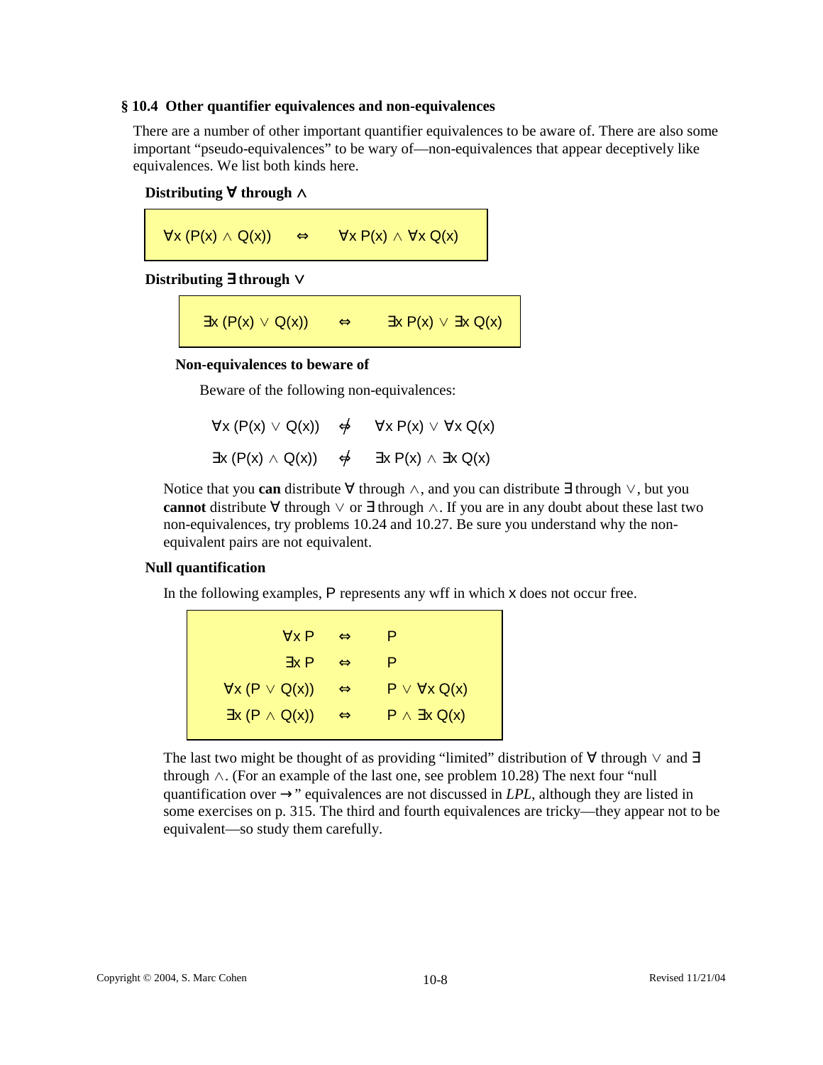## § 10.4 Other quantifier equivalences and non-equivalences

There are a number of other important quantifier equivalences to be aware of. There are also some important "pseudo-equivalences" to be wary of—non-equivalences that appear deceptively like equivalences. We list both kinds here.

**Distributing ∀ through ∧**

$$\forall x\,(P(x) \land Q(x)) \quad \Leftrightarrow \quad \forall x\,P(x) \land \forall x\,Q(x)$$

**Distributing ∃ through ∨**

$$\exists x\,(P(x) \lor Q(x)) \quad \Leftrightarrow \quad \exists x\,P(x) \lor \exists x\,Q(x)$$

**Non-equivalences to beware of**

Beware of the following non-equivalences:

$$\forall x\,(P(x) \lor Q(x)) \quad \not\Leftrightarrow \quad \forall x\,P(x) \lor \forall x\,Q(x)$$

$$\exists x\,(P(x) \land Q(x)) \quad \not\Leftrightarrow \quad \exists x\,P(x) \land \exists x\,Q(x)$$

Notice that you **can** distribute ∀ through ∧, and you can distribute ∃ through ∨, but you **cannot** distribute ∀ through ∨ or ∃ through ∧. If you are in any doubt about these last two non-equivalences, try problems 10.24 and 10.27. Be sure you understand why the non-equivalent pairs are not equivalent.

**Null quantification**

In the following examples, P represents any wff in which x does not occur free.

$$\forall x\,P \quad \Leftrightarrow \quad P$$

$$\exists x\,P \quad \Leftrightarrow \quad P$$

$$\forall x\,(P \lor Q(x)) \quad \Leftrightarrow \quad P \lor \forall x\,Q(x)$$

$$\exists x\,(P \land Q(x)) \quad \Leftrightarrow \quad P \land \exists x\,Q(x)$$

The last two might be thought of as providing "limited" distribution of ∀ through ∨ and ∃ through ∧. (For an example of the last one, see problem 10.28) The next four "null quantification over →" equivalences are not discussed in *LPL*, although they are listed in some exercises on p. 315. The third and fourth equivalences are tricky—they appear not to be equivalent—so study them carefully.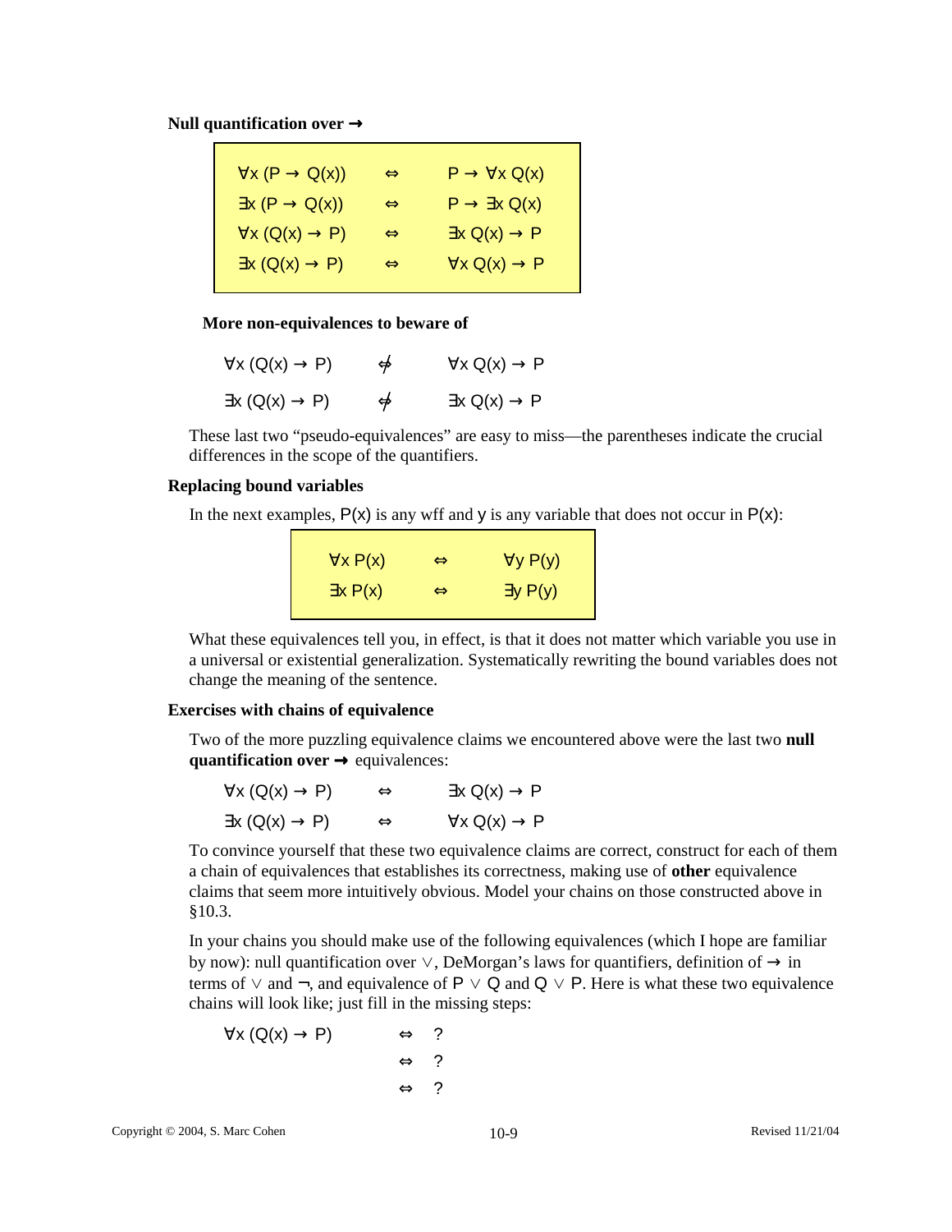**Null quantification over →**

| | | |
|---|---|---|
| $\forall x\,(P \rightarrow Q(x))$ | $\Leftrightarrow$ | $P \rightarrow \forall x\, Q(x)$ |
| $\exists x\,(P \rightarrow Q(x))$ | $\Leftrightarrow$ | $P \rightarrow \exists x\, Q(x)$ |
| $\forall x\,(Q(x) \rightarrow P)$ | $\Leftrightarrow$ | $\exists x\, Q(x) \rightarrow P$ |
| $\exists x\,(Q(x) \rightarrow P)$ | $\Leftrightarrow$ | $\forall x\, Q(x) \rightarrow P$ |

**More non-equivalences to beware of**

$$\forall x\,(Q(x) \rightarrow P) \quad \not\Leftrightarrow \quad \forall x\, Q(x) \rightarrow P$$

$$\exists x\,(Q(x) \rightarrow P) \quad \not\Leftrightarrow \quad \exists x\, Q(x) \rightarrow P$$

These last two "pseudo-equivalences" are easy to miss—the parentheses indicate the crucial differences in the scope of the quantifiers.

**Replacing bound variables**

In the next examples, $P(x)$ is any wff and $y$ is any variable that does not occur in $P(x)$:

| | | |
|---|---|---|
| $\forall x\, P(x)$ | $\Leftrightarrow$ | $\forall y\, P(y)$ |
| $\exists x\, P(x)$ | $\Leftrightarrow$ | $\exists y\, P(y)$ |

What these equivalences tell you, in effect, is that it does not matter which variable you use in a universal or existential generalization. Systematically rewriting the bound variables does not change the meaning of the sentence.

**Exercises with chains of equivalence**

Two of the more puzzling equivalence claims we encountered above were the last two **null quantification over →** equivalences:

$$\forall x\,(Q(x) \rightarrow P) \quad \Leftrightarrow \quad \exists x\, Q(x) \rightarrow P$$

$$\exists x\,(Q(x) \rightarrow P) \quad \Leftrightarrow \quad \forall x\, Q(x) \rightarrow P$$

To convince yourself that these two equivalence claims are correct, construct for each of them a chain of equivalences that establishes its correctness, making use of **other** equivalence claims that seem more intuitively obvious. Model your chains on those constructed above in §10.3.

In your chains you should make use of the following equivalences (which I hope are familiar by now): null quantification over $\vee$, DeMorgan's laws for quantifiers, definition of $\rightarrow$ in terms of $\vee$ and $\neg$, and equivalence of $P \vee Q$ and $Q \vee P$. Here is what these two equivalence chains will look like; just fill in the missing steps:

$$\begin{aligned} \forall x\,(Q(x) \rightarrow P) \quad & \Leftrightarrow \quad ? \\ & \Leftrightarrow \quad ? \\ & \Leftrightarrow \quad ? \end{aligned}$$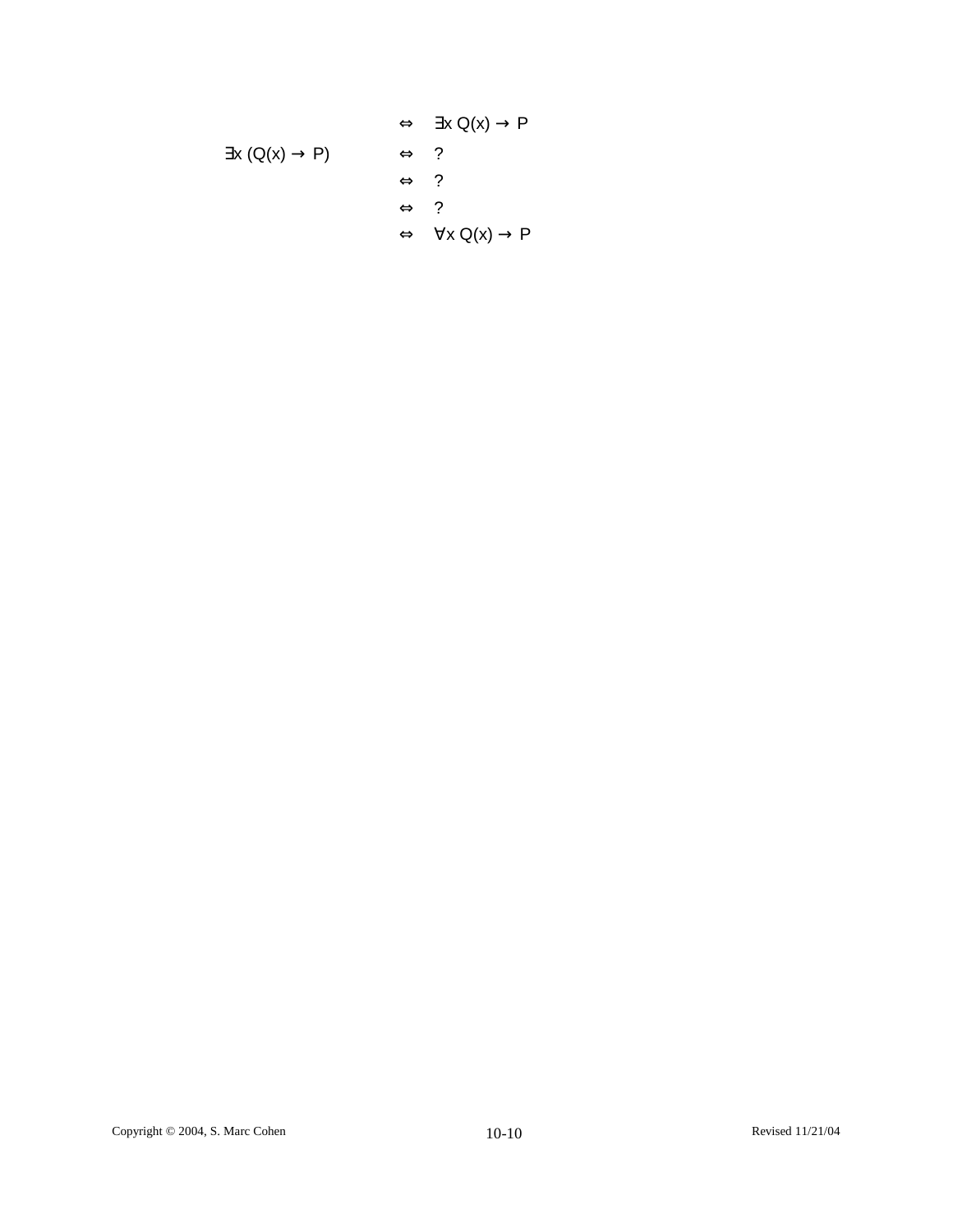$$
\begin{array}{lll}
 & \Leftrightarrow & \exists x\, Q(x) \rightarrow P \\
\exists x\, (Q(x) \rightarrow P) & \Leftrightarrow & ? \\
 & \Leftrightarrow & ? \\
 & \Leftrightarrow & ? \\
 & \Leftrightarrow & \forall x\, Q(x) \rightarrow P
\end{array}
$$